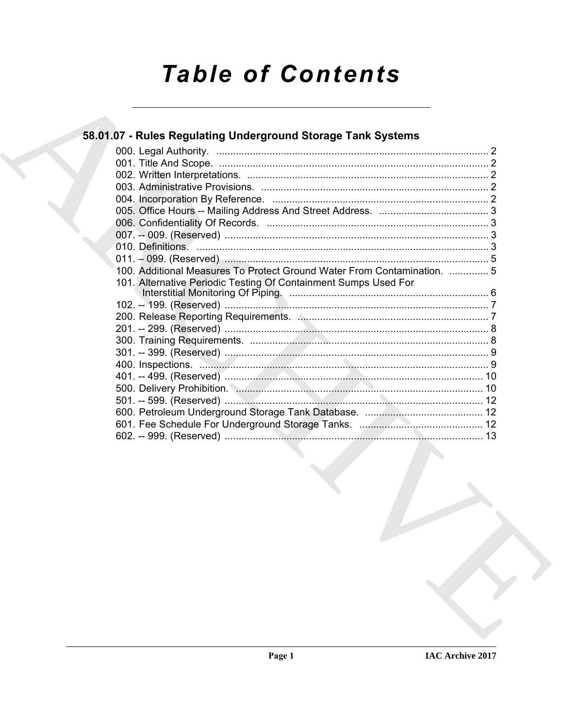# Table of Contents

## 58.01.07 - Rules Regulating Underground Storage Tank Systems

000. Legal Authority. ........ 2
001. Title And Scope. ........ 2
002. Written Interpretations. ........ 2
003. Administrative Provisions. ........ 2
004. Incorporation By Reference. ........ 2
005. Office Hours -- Mailing Address And Street Address. ........ 3
006. Confidentiality Of Records. ........ 3
007. -- 009. (Reserved) ........ 3
010. Definitions. ........ 3
011. – 099. (Reserved) ........ 5
100. Additional Measures To Protect Ground Water From Contamination. ........ 5
101. Alternative Periodic Testing Of Containment Sumps Used For Interstitial Monitoring Of Piping. ........ 6
102. -- 199. (Reserved) ........ 7
200. Release Reporting Requirements. ........ 7
201. -- 299. (Reserved) ........ 8
300. Training Requirements. ........ 8
301. -- 399. (Reserved) ........ 9
400. Inspections. ........ 9
401. -- 499. (Reserved) ........ 10
500. Delivery Prohibition. ........ 10
501. -- 599. (Reserved) ........ 12
600. Petroleum Underground Storage Tank Database. ........ 12
601. Fee Schedule For Underground Storage Tanks. ........ 12
602. -- 999. (Reserved) ........ 13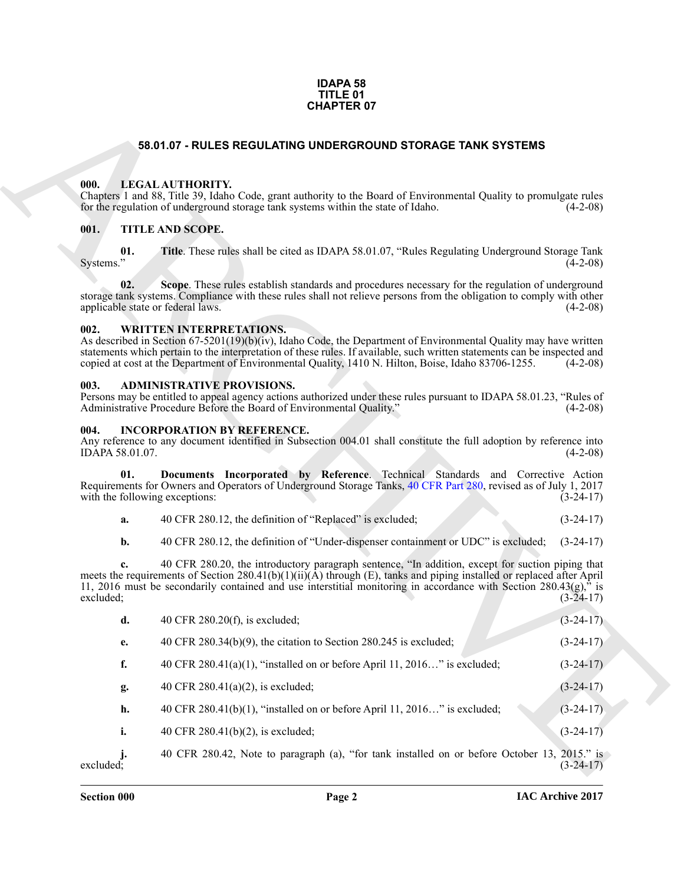# IDAPA 58
# TITLE 01
# CHAPTER 07

## 58.01.07 - RULES REGULATING UNDERGROUND STORAGE TANK SYSTEMS

### 000. LEGAL AUTHORITY.

Chapters 1 and 88, Title 39, Idaho Code, grant authority to the Board of Environmental Quality to promulgate rules for the regulation of underground storage tank systems within the state of Idaho. (4-2-08)

### 001. TITLE AND SCOPE.

**01. Title**. These rules shall be cited as IDAPA 58.01.07, "Rules Regulating Underground Storage Tank Systems." (4-2-08)

**02. Scope**. These rules establish standards and procedures necessary for the regulation of underground storage tank systems. Compliance with these rules shall not relieve persons from the obligation to comply with other applicable state or federal laws. (4-2-08)

### 002. WRITTEN INTERPRETATIONS.

As described in Section 67-5201(19)(b)(iv), Idaho Code, the Department of Environmental Quality may have written statements which pertain to the interpretation of these rules. If available, such written statements can be inspected and copied at cost at the Department of Environmental Quality, 1410 N. Hilton, Boise, Idaho 83706-1255. (4-2-08)

### 003. ADMINISTRATIVE PROVISIONS.

Persons may be entitled to appeal agency actions authorized under these rules pursuant to IDAPA 58.01.23, "Rules of Administrative Procedure Before the Board of Environmental Quality." (4-2-08)

### 004. INCORPORATION BY REFERENCE.

Any reference to any document identified in Subsection 004.01 shall constitute the full adoption by reference into IDAPA 58.01.07. (4-2-08)

**01. Documents Incorporated by Reference**. Technical Standards and Corrective Action Requirements for Owners and Operators of Underground Storage Tanks, 40 CFR Part 280, revised as of July 1, 2017 with the following exceptions: (3-24-17)

**a.** 40 CFR 280.12, the definition of "Replaced" is excluded; (3-24-17)

**b.** 40 CFR 280.12, the definition of "Under-dispenser containment or UDC" is excluded; (3-24-17)

**c.** 40 CFR 280.20, the introductory paragraph sentence, "In addition, except for suction piping that meets the requirements of Section 280.41(b)(1)(ii)(A) through (E), tanks and piping installed or replaced after April 11, 2016 must be secondarily contained and use interstitial monitoring in accordance with Section 280.43(g)," is excluded; (3-24-17)

**d.** 40 CFR 280.20(f), is excluded; (3-24-17)

**e.** 40 CFR 280.34(b)(9), the citation to Section 280.245 is excluded; (3-24-17)

**f.** 40 CFR 280.41(a)(1), "installed on or before April 11, 2016…" is excluded; (3-24-17)

**g.** 40 CFR 280.41(a)(2), is excluded; (3-24-17)

**h.** 40 CFR 280.41(b)(1), "installed on or before April 11, 2016…" is excluded; (3-24-17)

**i.** 40 CFR 280.41(b)(2), is excluded; (3-24-17)

**j.** 40 CFR 280.42, Note to paragraph (a), "for tank installed on or before October 13, 2015." is excluded; (3-24-17)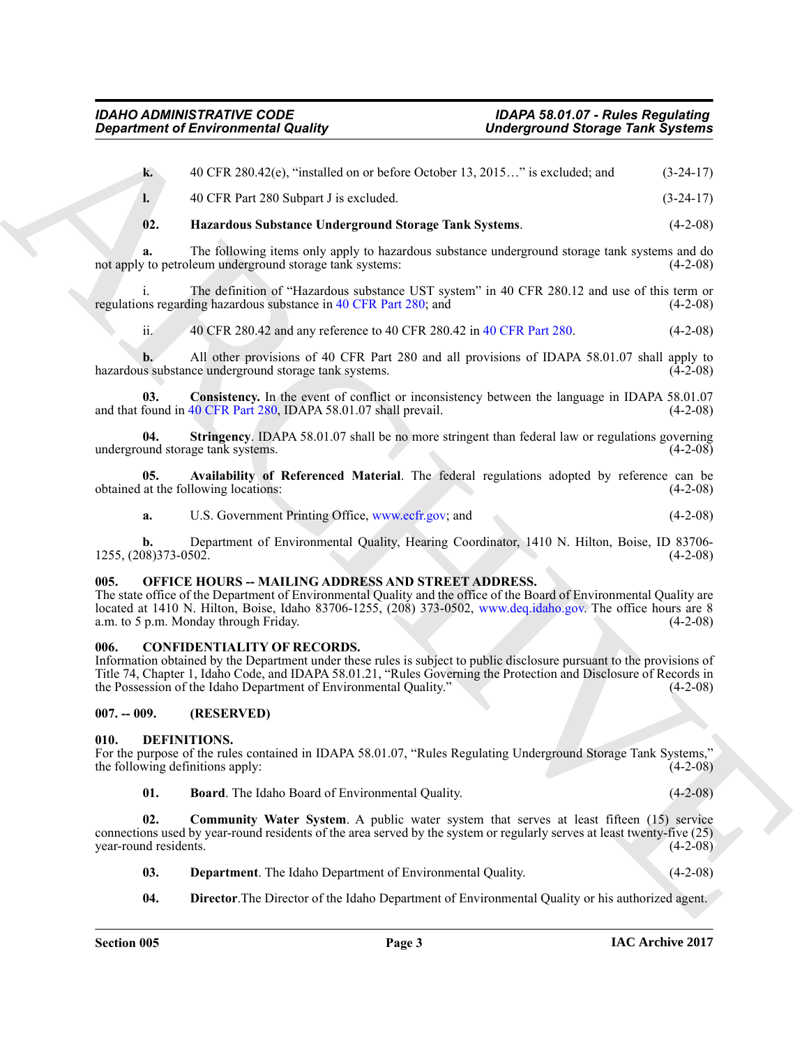**k.** 40 CFR 280.42(e), "installed on or before October 13, 2015…" is excluded; and (3-24-17)

**l.** 40 CFR Part 280 Subpart J is excluded. (3-24-17)

**02. Hazardous Substance Underground Storage Tank Systems**. (4-2-08)

**a.** The following items only apply to hazardous substance underground storage tank systems and do not apply to petroleum underground storage tank systems: (4-2-08)

i. The definition of "Hazardous substance UST system" in 40 CFR 280.12 and use of this term or regulations regarding hazardous substance in 40 CFR Part 280; and (4-2-08)

ii. 40 CFR 280.42 and any reference to 40 CFR 280.42 in 40 CFR Part 280. (4-2-08)

**b.** All other provisions of 40 CFR Part 280 and all provisions of IDAPA 58.01.07 shall apply to hazardous substance underground storage tank systems. (4-2-08)

**03. Consistency.** In the event of conflict or inconsistency between the language in IDAPA 58.01.07 and that found in 40 CFR Part 280, IDAPA 58.01.07 shall prevail. (4-2-08)

**04. Stringency**. IDAPA 58.01.07 shall be no more stringent than federal law or regulations governing underground storage tank systems. (4-2-08)

**05. Availability of Referenced Material**. The federal regulations adopted by reference can be obtained at the following locations: (4-2-08)

**a.** U.S. Government Printing Office, www.ecfr.gov; and (4-2-08)

**b.** Department of Environmental Quality, Hearing Coordinator, 1410 N. Hilton, Boise, ID 83706-1255, (208)373-0502. (4-2-08)

## 005. OFFICE HOURS -- MAILING ADDRESS AND STREET ADDRESS.

The state office of the Department of Environmental Quality and the office of the Board of Environmental Quality are located at 1410 N. Hilton, Boise, Idaho 83706-1255, (208) 373-0502, www.deq.idaho.gov. The office hours are 8 a.m. to 5 p.m. Monday through Friday. (4-2-08)

## 006. CONFIDENTIALITY OF RECORDS.

Information obtained by the Department under these rules is subject to public disclosure pursuant to the provisions of Title 74, Chapter 1, Idaho Code, and IDAPA 58.01.21, "Rules Governing the Protection and Disclosure of Records in the Possession of the Idaho Department of Environmental Quality." (4-2-08)

## 007. -- 009. (RESERVED)

## 010. DEFINITIONS.

For the purpose of the rules contained in IDAPA 58.01.07, "Rules Regulating Underground Storage Tank Systems," the following definitions apply: (4-2-08)

**01. Board**. The Idaho Board of Environmental Quality. (4-2-08)

**02. Community Water System**. A public water system that serves at least fifteen (15) service connections used by year-round residents of the area served by the system or regularly serves at least twenty-five (25) year-round residents. (4-2-08)

**03. Department**. The Idaho Department of Environmental Quality. (4-2-08)

**04. Director**.The Director of the Idaho Department of Environmental Quality or his authorized agent.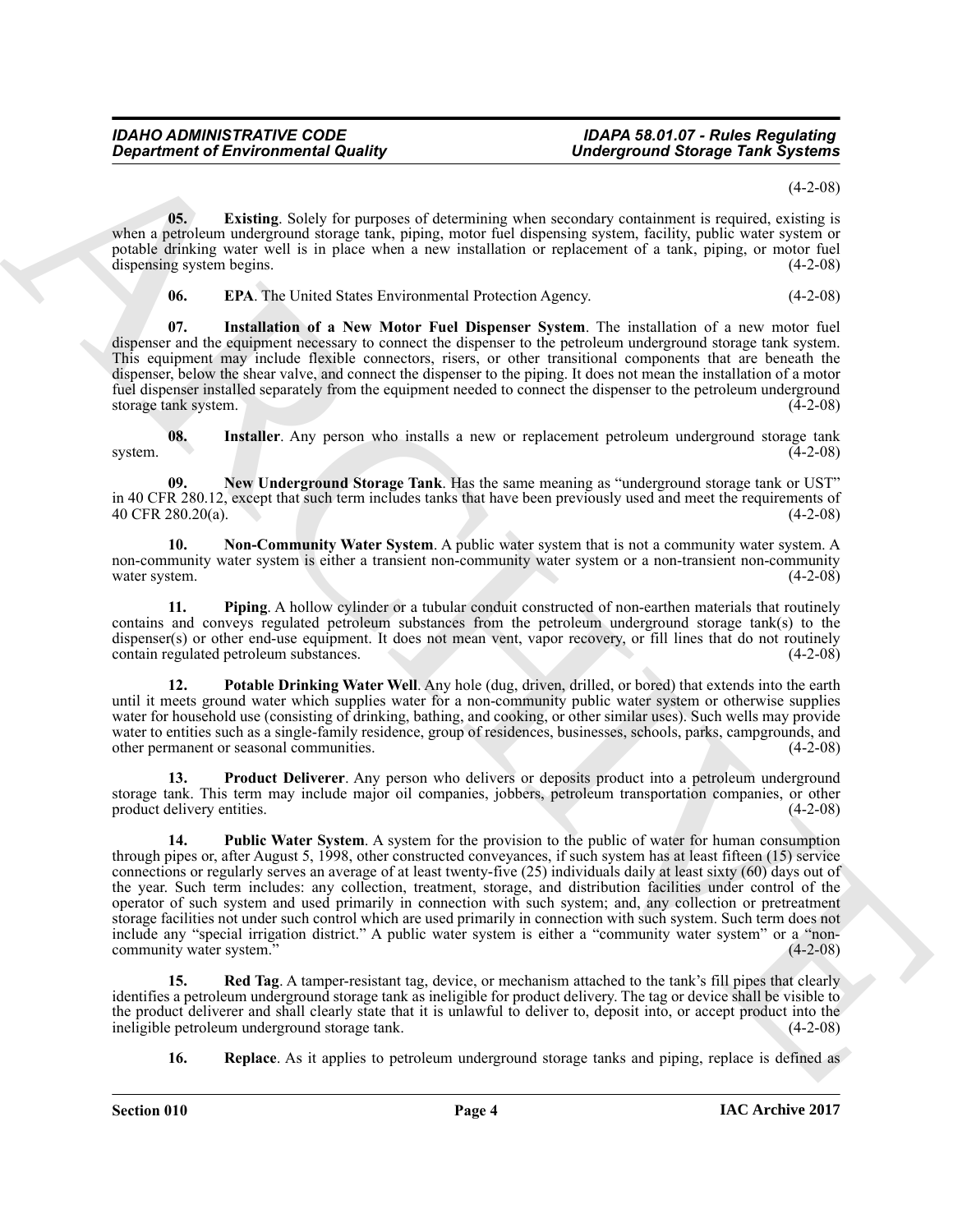(4-2-08)

**05. Existing**. Solely for purposes of determining when secondary containment is required, existing is when a petroleum underground storage tank, piping, motor fuel dispensing system, facility, public water system or potable drinking water well is in place when a new installation or replacement of a tank, piping, or motor fuel dispensing system begins. (4-2-08)

**06. EPA**. The United States Environmental Protection Agency. (4-2-08)

**07. Installation of a New Motor Fuel Dispenser System**. The installation of a new motor fuel dispenser and the equipment necessary to connect the dispenser to the petroleum underground storage tank system. This equipment may include flexible connectors, risers, or other transitional components that are beneath the dispenser, below the shear valve, and connect the dispenser to the piping. It does not mean the installation of a motor fuel dispenser installed separately from the equipment needed to connect the dispenser to the petroleum underground storage tank system. (4-2-08)

**08. Installer**. Any person who installs a new or replacement petroleum underground storage tank system. (4-2-08)

**09. New Underground Storage Tank**. Has the same meaning as "underground storage tank or UST" in 40 CFR 280.12, except that such term includes tanks that have been previously used and meet the requirements of 40 CFR 280.20(a). (4-2-08)

**10. Non-Community Water System**. A public water system that is not a community water system. A non-community water system is either a transient non-community water system or a non-transient non-community water system. (4-2-08)

**11. Piping**. A hollow cylinder or a tubular conduit constructed of non-earthen materials that routinely contains and conveys regulated petroleum substances from the petroleum underground storage tank(s) to the dispenser(s) or other end-use equipment. It does not mean vent, vapor recovery, or fill lines that do not routinely contain regulated petroleum substances. (4-2-08)

**12. Potable Drinking Water Well**. Any hole (dug, driven, drilled, or bored) that extends into the earth until it meets ground water which supplies water for a non-community public water system or otherwise supplies water for household use (consisting of drinking, bathing, and cooking, or other similar uses). Such wells may provide water to entities such as a single-family residence, group of residences, businesses, schools, parks, campgrounds, and other permanent or seasonal communities. (4-2-08)

**13. Product Deliverer**. Any person who delivers or deposits product into a petroleum underground storage tank. This term may include major oil companies, jobbers, petroleum transportation companies, or other product delivery entities. (4-2-08)

**14. Public Water System**. A system for the provision to the public of water for human consumption through pipes or, after August 5, 1998, other constructed conveyances, if such system has at least fifteen (15) service connections or regularly serves an average of at least twenty-five (25) individuals daily at least sixty (60) days out of the year. Such term includes: any collection, treatment, storage, and distribution facilities under control of the operator of such system and used primarily in connection with such system; and, any collection or pretreatment storage facilities not under such control which are used primarily in connection with such system. Such term does not include any "special irrigation district." A public water system is either a "community water system" or a "non-community water system." (4-2-08)

**15. Red Tag**. A tamper-resistant tag, device, or mechanism attached to the tank's fill pipes that clearly identifies a petroleum underground storage tank as ineligible for product delivery. The tag or device shall be visible to the product deliverer and shall clearly state that it is unlawful to deliver to, deposit into, or accept product into the ineligible petroleum underground storage tank. (4-2-08)

**16. Replace**. As it applies to petroleum underground storage tanks and piping, replace is defined as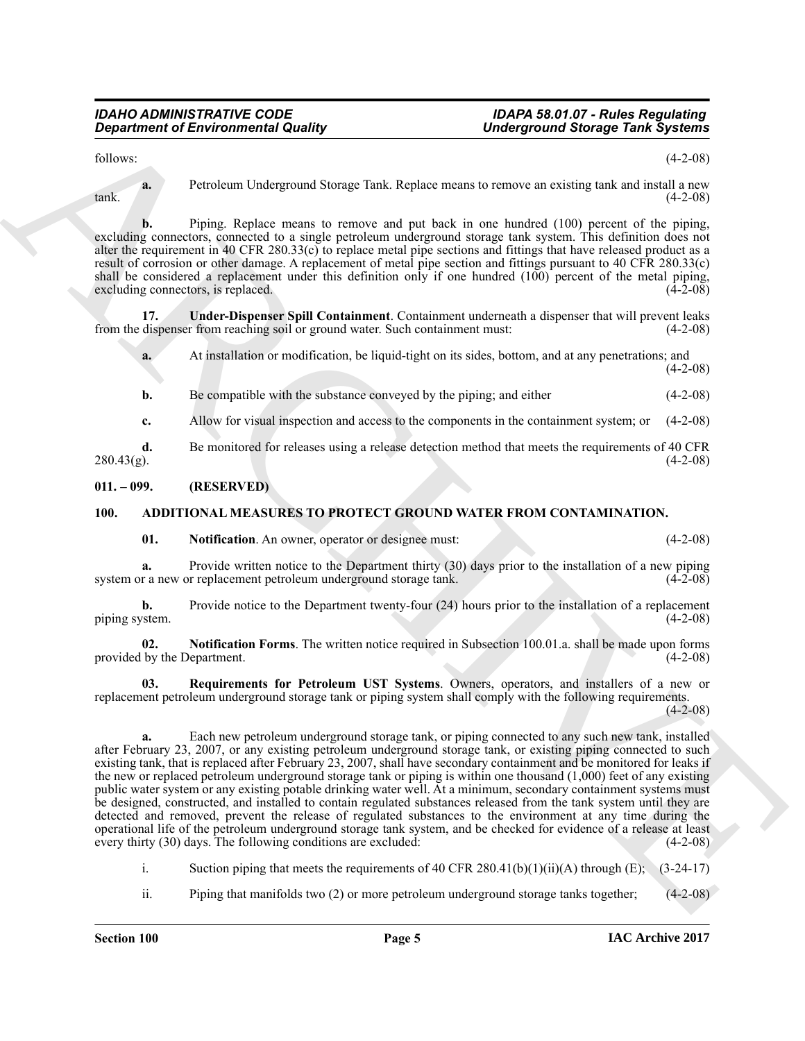follows: (4-2-08)

**a.** Petroleum Underground Storage Tank. Replace means to remove an existing tank and install a new tank. (4-2-08)

**b.** Piping. Replace means to remove and put back in one hundred (100) percent of the piping, excluding connectors, connected to a single petroleum underground storage tank system. This definition does not alter the requirement in 40 CFR 280.33(c) to replace metal pipe sections and fittings that have released product as a result of corrosion or other damage. A replacement of metal pipe section and fittings pursuant to 40 CFR 280.33(c) shall be considered a replacement under this definition only if one hundred (100) percent of the metal piping, excluding connectors, is replaced. (4-2-08)

**17. Under-Dispenser Spill Containment**. Containment underneath a dispenser that will prevent leaks from the dispenser from reaching soil or ground water. Such containment must: (4-2-08)

**a.** At installation or modification, be liquid-tight on its sides, bottom, and at any penetrations; and (4-2-08)

**b.** Be compatible with the substance conveyed by the piping; and either (4-2-08)

**c.** Allow for visual inspection and access to the components in the containment system; or (4-2-08)

**d.** Be monitored for releases using a release detection method that meets the requirements of 40 CFR 280.43(g). (4-2-08)

## 011. – 099. (RESERVED)

## 100. ADDITIONAL MEASURES TO PROTECT GROUND WATER FROM CONTAMINATION.

**01. Notification**. An owner, operator or designee must: (4-2-08)

**a.** Provide written notice to the Department thirty (30) days prior to the installation of a new piping system or a new or replacement petroleum underground storage tank. (4-2-08)

**b.** Provide notice to the Department twenty-four (24) hours prior to the installation of a replacement piping system. (4-2-08)

**02. Notification Forms**. The written notice required in Subsection 100.01.a. shall be made upon forms provided by the Department. (4-2-08)

**03. Requirements for Petroleum UST Systems**. Owners, operators, and installers of a new or replacement petroleum underground storage tank or piping system shall comply with the following requirements. (4-2-08)

**a.** Each new petroleum underground storage tank, or piping connected to any such new tank, installed after February 23, 2007, or any existing petroleum underground storage tank, or existing piping connected to such existing tank, that is replaced after February 23, 2007, shall have secondary containment and be monitored for leaks if the new or replaced petroleum underground storage tank or piping is within one thousand (1,000) feet of any existing public water system or any existing potable drinking water well. At a minimum, secondary containment systems must be designed, constructed, and installed to contain regulated substances released from the tank system until they are detected and removed, prevent the release of regulated substances to the environment at any time during the operational life of the petroleum underground storage tank system, and be checked for evidence of a release at least every thirty (30) days. The following conditions are excluded: (4-2-08)

i. Suction piping that meets the requirements of 40 CFR 280.41(b)(1)(ii)(A) through (E); (3-24-17)

ii. Piping that manifolds two (2) or more petroleum underground storage tanks together; (4-2-08)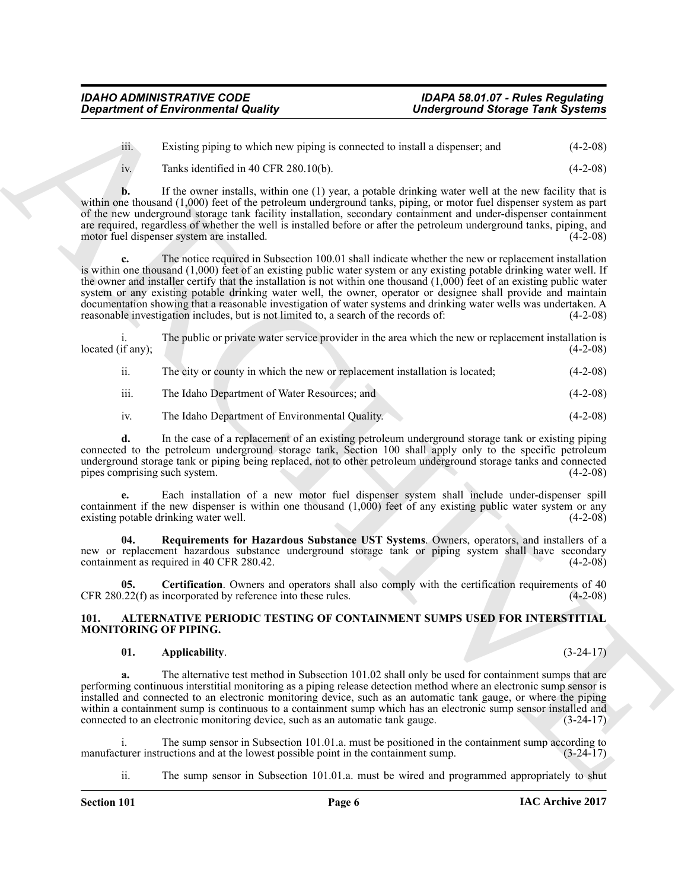iii. Existing piping to which new piping is connected to install a dispenser; and (4-2-08)

iv. Tanks identified in 40 CFR 280.10(b). (4-2-08)

**b.** If the owner installs, within one (1) year, a potable drinking water well at the new facility that is within one thousand (1,000) feet of the petroleum underground tanks, piping, or motor fuel dispenser system as part of the new underground storage tank facility installation, secondary containment and under-dispenser containment are required, regardless of whether the well is installed before or after the petroleum underground tanks, piping, and motor fuel dispenser system are installed. (4-2-08)

**c.** The notice required in Subsection 100.01 shall indicate whether the new or replacement installation is within one thousand (1,000) feet of an existing public water system or any existing potable drinking water well. If the owner and installer certify that the installation is not within one thousand (1,000) feet of an existing public water system or any existing potable drinking water well, the owner, operator or designee shall provide and maintain documentation showing that a reasonable investigation of water systems and drinking water wells was undertaken. A reasonable investigation includes, but is not limited to, a search of the records of: (4-2-08)

i. The public or private water service provider in the area which the new or replacement installation is located (if any); (4-2-08)

ii. The city or county in which the new or replacement installation is located; (4-2-08)

iii. The Idaho Department of Water Resources; and (4-2-08)

iv. The Idaho Department of Environmental Quality. (4-2-08)

**d.** In the case of a replacement of an existing petroleum underground storage tank or existing piping connected to the petroleum underground storage tank, Section 100 shall apply only to the specific petroleum underground storage tank or piping being replaced, not to other petroleum underground storage tanks and connected pipes comprising such system. (4-2-08)

**e.** Each installation of a new motor fuel dispenser system shall include under-dispenser spill containment if the new dispenser is within one thousand (1,000) feet of any existing public water system or any existing potable drinking water well. (4-2-08)

**04. Requirements for Hazardous Substance UST Systems**. Owners, operators, and installers of a new or replacement hazardous substance underground storage tank or piping system shall have secondary containment as required in 40 CFR 280.42. (4-2-08)

**05. Certification**. Owners and operators shall also comply with the certification requirements of 40 CFR 280.22(f) as incorporated by reference into these rules. (4-2-08)

## 101. ALTERNATIVE PERIODIC TESTING OF CONTAINMENT SUMPS USED FOR INTERSTITIAL MONITORING OF PIPING.

**01. Applicability**. (3-24-17)

**a.** The alternative test method in Subsection 101.02 shall only be used for containment sumps that are performing continuous interstitial monitoring as a piping release detection method where an electronic sump sensor is installed and connected to an electronic monitoring device, such as an automatic tank gauge, or where the piping within a containment sump is continuous to a containment sump which has an electronic sump sensor installed and connected to an electronic monitoring device, such as an automatic tank gauge. (3-24-17)

i. The sump sensor in Subsection 101.01.a. must be positioned in the containment sump according to manufacturer instructions and at the lowest possible point in the containment sump. (3-24-17)

ii. The sump sensor in Subsection 101.01.a. must be wired and programmed appropriately to shut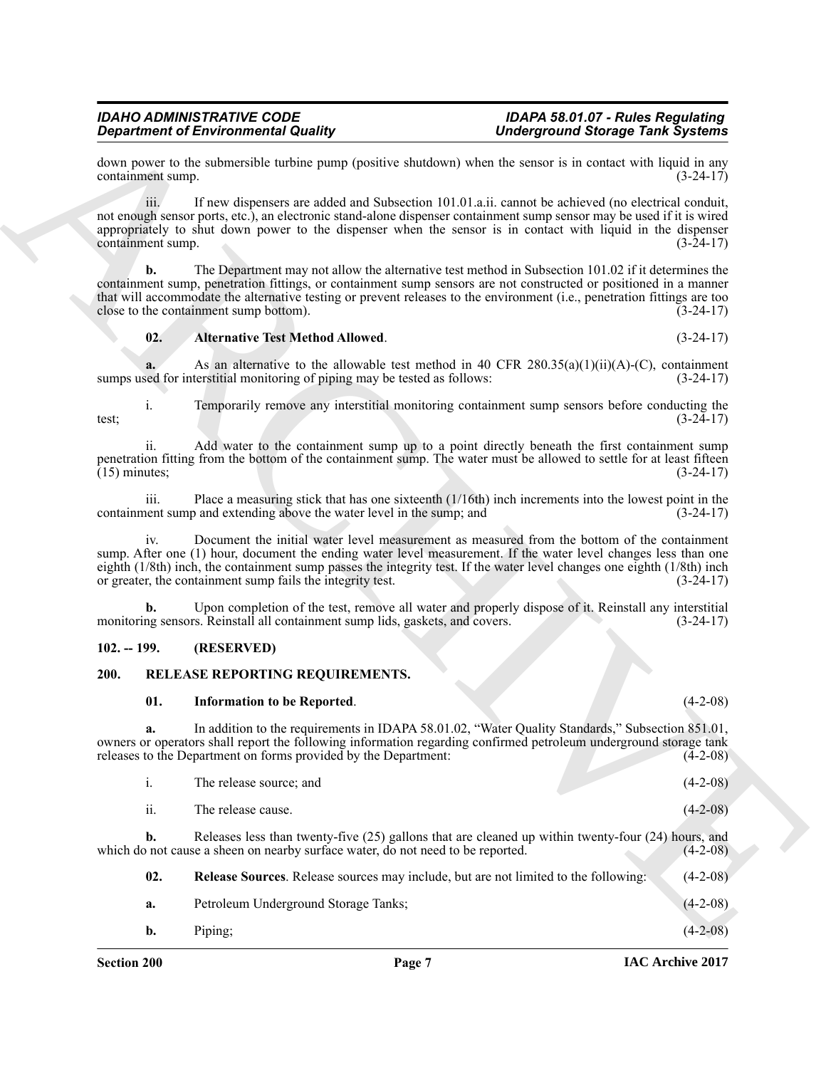down power to the submersible turbine pump (positive shutdown) when the sensor is in contact with liquid in any containment sump. (3-24-17)

iii. If new dispensers are added and Subsection 101.01.a.ii. cannot be achieved (no electrical conduit, not enough sensor ports, etc.), an electronic stand-alone dispenser containment sump sensor may be used if it is wired appropriately to shut down power to the dispenser when the sensor is in contact with liquid in the dispenser containment sump. (3-24-17)

**b.** The Department may not allow the alternative test method in Subsection 101.02 if it determines the containment sump, penetration fittings, or containment sump sensors are not constructed or positioned in a manner that will accommodate the alternative testing or prevent releases to the environment (i.e., penetration fittings are too close to the containment sump bottom). (3-24-17)

**02. Alternative Test Method Allowed**. (3-24-17)

**a.** As an alternative to the allowable test method in 40 CFR 280.35(a)(1)(ii)(A)-(C), containment sumps used for interstitial monitoring of piping may be tested as follows: (3-24-17)

i. Temporarily remove any interstitial monitoring containment sump sensors before conducting the test; (3-24-17)

ii. Add water to the containment sump up to a point directly beneath the first containment sump penetration fitting from the bottom of the containment sump. The water must be allowed to settle for at least fifteen (15) minutes; (3-24-17)

iii. Place a measuring stick that has one sixteenth (1/16th) inch increments into the lowest point in the containment sump and extending above the water level in the sump; and (3-24-17)

iv. Document the initial water level measurement as measured from the bottom of the containment sump. After one (1) hour, document the ending water level measurement. If the water level changes less than one eighth (1/8th) inch, the containment sump passes the integrity test. If the water level changes one eighth (1/8th) inch or greater, the containment sump fails the integrity test. (3-24-17)

**b.** Upon completion of the test, remove all water and properly dispose of it. Reinstall any interstitial monitoring sensors. Reinstall all containment sump lids, gaskets, and covers. (3-24-17)

## 102. -- 199. (RESERVED)

## 200. RELEASE REPORTING REQUIREMENTS.

**01. Information to be Reported**. (4-2-08)

**a.** In addition to the requirements in IDAPA 58.01.02, "Water Quality Standards," Subsection 851.01, owners or operators shall report the following information regarding confirmed petroleum underground storage tank releases to the Department on forms provided by the Department: (4-2-08)

i. The release source; and (4-2-08)

ii. The release cause. (4-2-08)

**b.** Releases less than twenty-five (25) gallons that are cleaned up within twenty-four (24) hours, and which do not cause a sheen on nearby surface water, do not need to be reported. (4-2-08)

**02. Release Sources**. Release sources may include, but are not limited to the following: (4-2-08)

**a.** Petroleum Underground Storage Tanks; (4-2-08)

**b.** Piping; (4-2-08)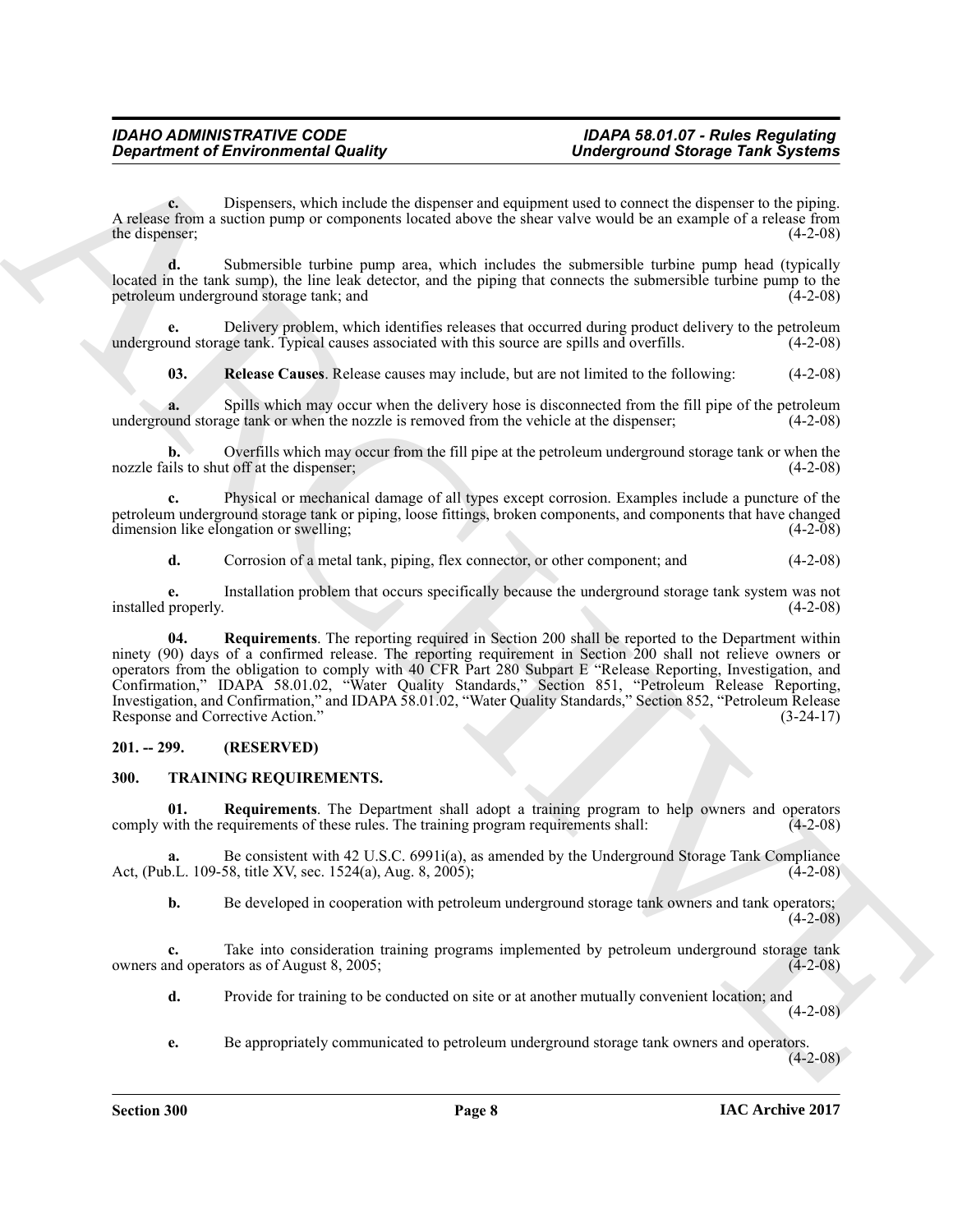**c.** Dispensers, which include the dispenser and equipment used to connect the dispenser to the piping. A release from a suction pump or components located above the shear valve would be an example of a release from the dispenser; (4-2-08)

**d.** Submersible turbine pump area, which includes the submersible turbine pump head (typically located in the tank sump), the line leak detector, and the piping that connects the submersible turbine pump to the petroleum underground storage tank; and (4-2-08)

**e.** Delivery problem, which identifies releases that occurred during product delivery to the petroleum underground storage tank. Typical causes associated with this source are spills and overfills. (4-2-08)

**03. Release Causes**. Release causes may include, but are not limited to the following: (4-2-08)

**a.** Spills which may occur when the delivery hose is disconnected from the fill pipe of the petroleum underground storage tank or when the nozzle is removed from the vehicle at the dispenser; (4-2-08)

**b.** Overfills which may occur from the fill pipe at the petroleum underground storage tank or when the nozzle fails to shut off at the dispenser; (4-2-08)

**c.** Physical or mechanical damage of all types except corrosion. Examples include a puncture of the petroleum underground storage tank or piping, loose fittings, broken components, and components that have changed dimension like elongation or swelling; (4-2-08)

**d.** Corrosion of a metal tank, piping, flex connector, or other component; and (4-2-08)

**e.** Installation problem that occurs specifically because the underground storage tank system was not installed properly. (4-2-08)

**04. Requirements**. The reporting required in Section 200 shall be reported to the Department within ninety (90) days of a confirmed release. The reporting requirement in Section 200 shall not relieve owners or operators from the obligation to comply with 40 CFR Part 280 Subpart E "Release Reporting, Investigation, and Confirmation," IDAPA 58.01.02, "Water Quality Standards," Section 851, "Petroleum Release Reporting, Investigation, and Confirmation," and IDAPA 58.01.02, "Water Quality Standards," Section 852, "Petroleum Release Response and Corrective Action." (3-24-17)

## 201. -- 299. (RESERVED)

## 300. TRAINING REQUIREMENTS.

**01. Requirements**. The Department shall adopt a training program to help owners and operators comply with the requirements of these rules. The training program requirements shall: (4-2-08)

**a.** Be consistent with 42 U.S.C. 6991i(a), as amended by the Underground Storage Tank Compliance Act, (Pub.L. 109-58, title XV, sec. 1524(a), Aug. 8, 2005); (4-2-08)

**b.** Be developed in cooperation with petroleum underground storage tank owners and tank operators; (4-2-08)

**c.** Take into consideration training programs implemented by petroleum underground storage tank owners and operators as of August 8, 2005; (4-2-08)

**d.** Provide for training to be conducted on site or at another mutually convenient location; and (4-2-08)

**e.** Be appropriately communicated to petroleum underground storage tank owners and operators. (4-2-08)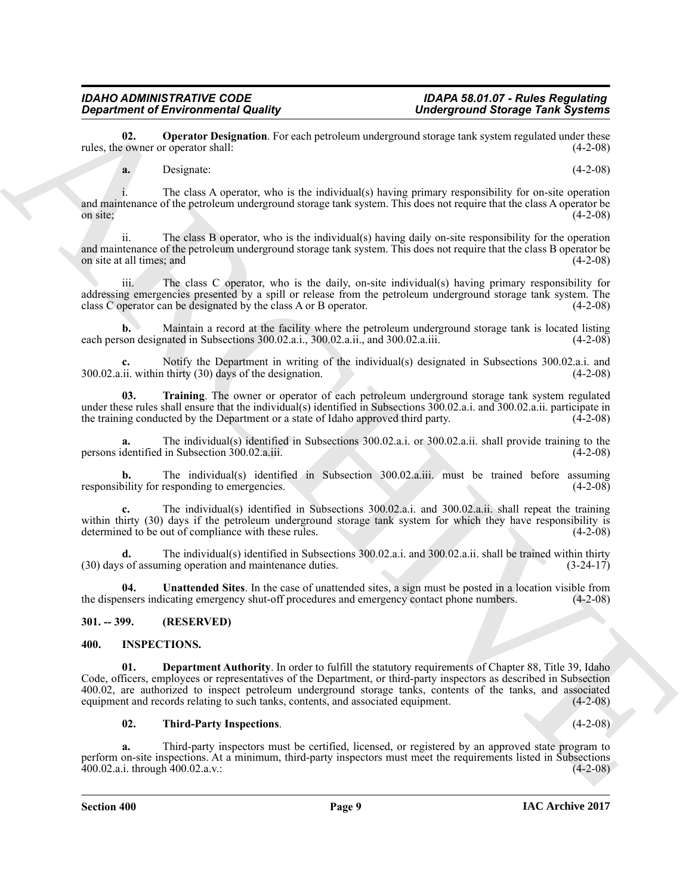**02. Operator Designation**. For each petroleum underground storage tank system regulated under these rules, the owner or operator shall: (4-2-08)

**a.** Designate: (4-2-08)

i. The class A operator, who is the individual(s) having primary responsibility for on-site operation and maintenance of the petroleum underground storage tank system. This does not require that the class A operator be on site; (4-2-08)

ii. The class B operator, who is the individual(s) having daily on-site responsibility for the operation and maintenance of the petroleum underground storage tank system. This does not require that the class B operator be on site at all times; and (4-2-08)

iii. The class C operator, who is the daily, on-site individual(s) having primary responsibility for addressing emergencies presented by a spill or release from the petroleum underground storage tank system. The class C operator can be designated by the class A or B operator. (4-2-08)

**b.** Maintain a record at the facility where the petroleum underground storage tank is located listing each person designated in Subsections 300.02.a.i., 300.02.a.ii., and 300.02.a.iii. (4-2-08)

**c.** Notify the Department in writing of the individual(s) designated in Subsections 300.02.a.i. and 300.02.a.ii. within thirty (30) days of the designation. (4-2-08)

**03. Training**. The owner or operator of each petroleum underground storage tank system regulated under these rules shall ensure that the individual(s) identified in Subsections 300.02.a.i. and 300.02.a.ii. participate in the training conducted by the Department or a state of Idaho approved third party. (4-2-08)

**a.** The individual(s) identified in Subsections 300.02.a.i. or 300.02.a.ii. shall provide training to the persons identified in Subsection 300.02.a.iii. (4-2-08)

**b.** The individual(s) identified in Subsection 300.02.a.iii. must be trained before assuming responsibility for responding to emergencies. (4-2-08)

**c.** The individual(s) identified in Subsections 300.02.a.i. and 300.02.a.ii. shall repeat the training within thirty (30) days if the petroleum underground storage tank system for which they have responsibility is determined to be out of compliance with these rules. (4-2-08)

**d.** The individual(s) identified in Subsections 300.02.a.i. and 300.02.a.ii. shall be trained within thirty (30) days of assuming operation and maintenance duties. (3-24-17)

**04. Unattended Sites**. In the case of unattended sites, a sign must be posted in a location visible from the dispensers indicating emergency shut-off procedures and emergency contact phone numbers. (4-2-08)

## 301. -- 399. (RESERVED)

## 400. INSPECTIONS.

**01. Department Authority**. In order to fulfill the statutory requirements of Chapter 88, Title 39, Idaho Code, officers, employees or representatives of the Department, or third-party inspectors as described in Subsection 400.02, are authorized to inspect petroleum underground storage tanks, contents of the tanks, and associated equipment and records relating to such tanks, contents, and associated equipment. (4-2-08)

**02. Third-Party Inspections**. (4-2-08)

**a.** Third-party inspectors must be certified, licensed, or registered by an approved state program to perform on-site inspections. At a minimum, third-party inspectors must meet the requirements listed in Subsections 400.02.a.i. through 400.02.a.v.: (4-2-08)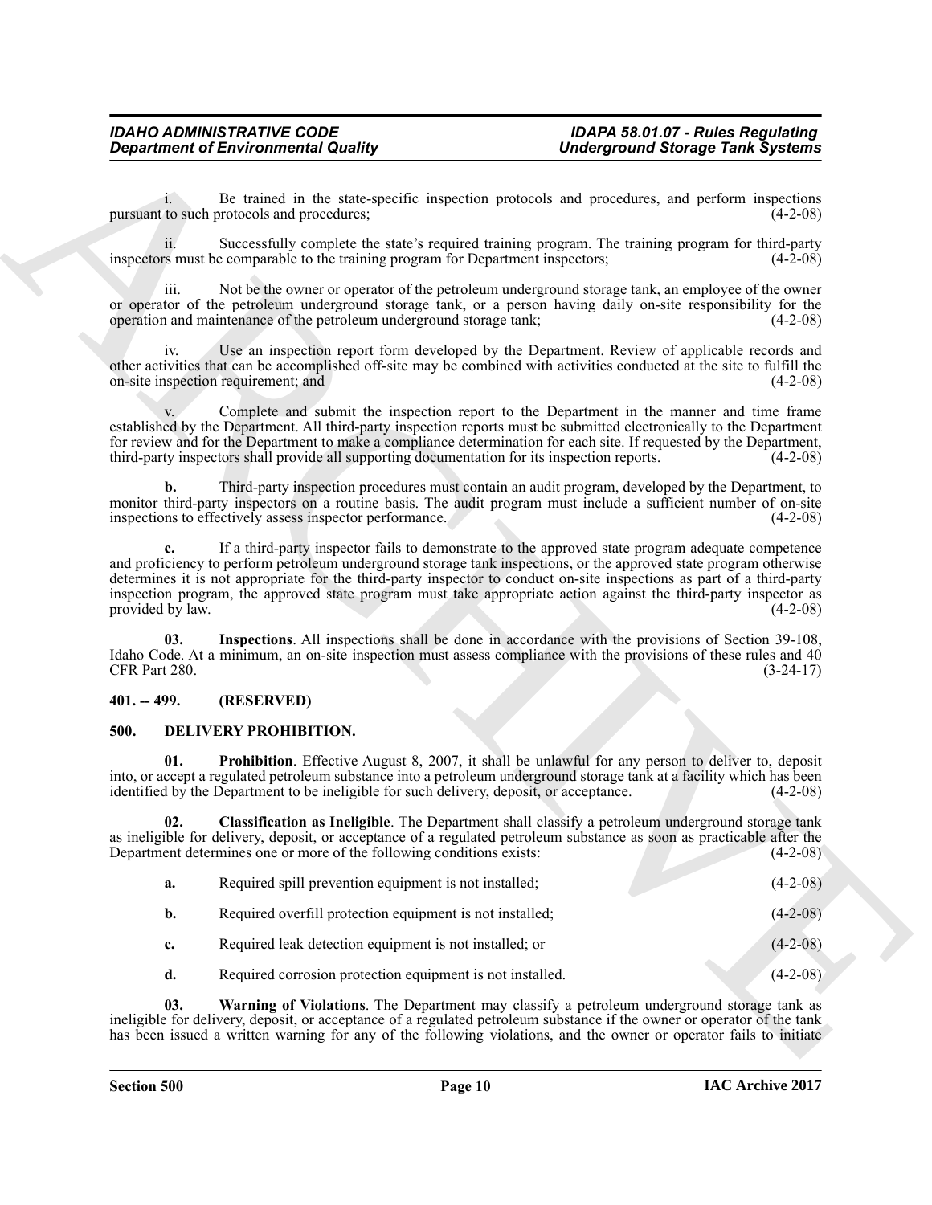i. Be trained in the state-specific inspection protocols and procedures, and perform inspections pursuant to such protocols and procedures; (4-2-08)

ii. Successfully complete the state's required training program. The training program for third-party inspectors must be comparable to the training program for Department inspectors; (4-2-08)

iii. Not be the owner or operator of the petroleum underground storage tank, an employee of the owner or operator of the petroleum underground storage tank, or a person having daily on-site responsibility for the operation and maintenance of the petroleum underground storage tank; (4-2-08)

iv. Use an inspection report form developed by the Department. Review of applicable records and other activities that can be accomplished off-site may be combined with activities conducted at the site to fulfill the on-site inspection requirement; and (4-2-08)

v. Complete and submit the inspection report to the Department in the manner and time frame established by the Department. All third-party inspection reports must be submitted electronically to the Department for review and for the Department to make a compliance determination for each site. If requested by the Department, third-party inspectors shall provide all supporting documentation for its inspection reports. (4-2-08)

**b.** Third-party inspection procedures must contain an audit program, developed by the Department, to monitor third-party inspectors on a routine basis. The audit program must include a sufficient number of on-site inspections to effectively assess inspector performance. (4-2-08)

**c.** If a third-party inspector fails to demonstrate to the approved state program adequate competence and proficiency to perform petroleum underground storage tank inspections, or the approved state program otherwise determines it is not appropriate for the third-party inspector to conduct on-site inspections as part of a third-party inspection program, the approved state program must take appropriate action against the third-party inspector as provided by law. (4-2-08)

**03. Inspections**. All inspections shall be done in accordance with the provisions of Section 39-108, Idaho Code. At a minimum, an on-site inspection must assess compliance with the provisions of these rules and 40 CFR Part 280. (3-24-17)

### 401. -- 499. (RESERVED)

### 500. DELIVERY PROHIBITION.

**01. Prohibition**. Effective August 8, 2007, it shall be unlawful for any person to deliver to, deposit into, or accept a regulated petroleum substance into a petroleum underground storage tank at a facility which has been identified by the Department to be ineligible for such delivery, deposit, or acceptance. (4-2-08)

**02. Classification as Ineligible**. The Department shall classify a petroleum underground storage tank as ineligible for delivery, deposit, or acceptance of a regulated petroleum substance as soon as practicable after the Department determines one or more of the following conditions exists: (4-2-08)

**a.** Required spill prevention equipment is not installed; (4-2-08)

**b.** Required overfill protection equipment is not installed; (4-2-08)

**c.** Required leak detection equipment is not installed; or (4-2-08)

**d.** Required corrosion protection equipment is not installed. (4-2-08)

**03. Warning of Violations**. The Department may classify a petroleum underground storage tank as ineligible for delivery, deposit, or acceptance of a regulated petroleum substance if the owner or operator of the tank has been issued a written warning for any of the following violations, and the owner or operator fails to initiate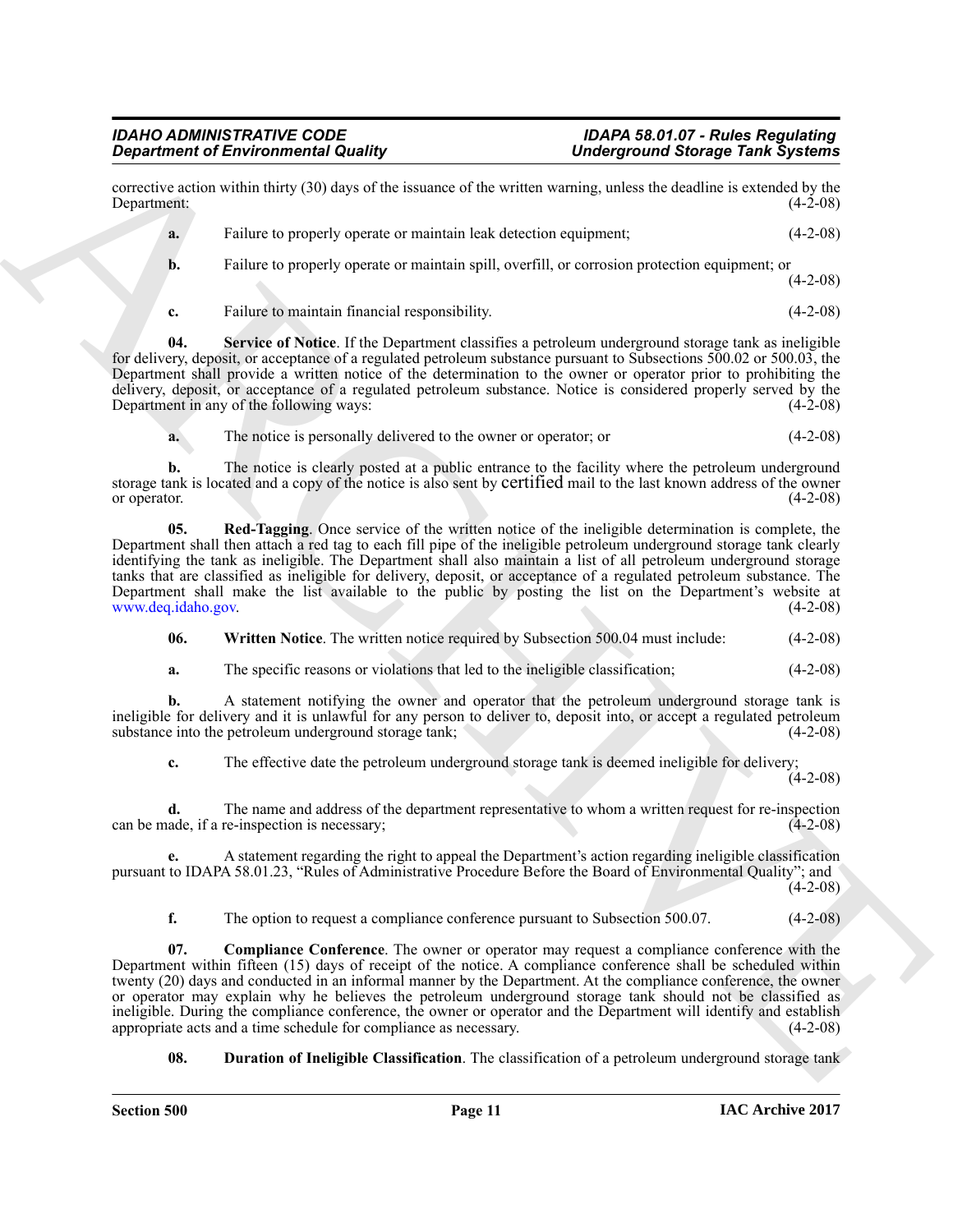corrective action within thirty (30) days of the issuance of the written warning, unless the deadline is extended by the Department: (4-2-08)

**a.** Failure to properly operate or maintain leak detection equipment; (4-2-08)

**b.** Failure to properly operate or maintain spill, overfill, or corrosion protection equipment; or (4-2-08)

**c.** Failure to maintain financial responsibility. (4-2-08)

**04. Service of Notice**. If the Department classifies a petroleum underground storage tank as ineligible for delivery, deposit, or acceptance of a regulated petroleum substance pursuant to Subsections 500.02 or 500.03, the Department shall provide a written notice of the determination to the owner or operator prior to prohibiting the delivery, deposit, or acceptance of a regulated petroleum substance. Notice is considered properly served by the Department in any of the following ways: (4-2-08)

**a.** The notice is personally delivered to the owner or operator; or (4-2-08)

**b.** The notice is clearly posted at a public entrance to the facility where the petroleum underground storage tank is located and a copy of the notice is also sent by certified mail to the last known address of the owner or operator. (4-2-08)

**05. Red-Tagging**. Once service of the written notice of the ineligible determination is complete, the Department shall then attach a red tag to each fill pipe of the ineligible petroleum underground storage tank clearly identifying the tank as ineligible. The Department shall also maintain a list of all petroleum underground storage tanks that are classified as ineligible for delivery, deposit, or acceptance of a regulated petroleum substance. The Department shall make the list available to the public by posting the list on the Department's website at www.deq.idaho.gov. (4-2-08)

**06. Written Notice**. The written notice required by Subsection 500.04 must include: (4-2-08)

**a.** The specific reasons or violations that led to the ineligible classification; (4-2-08)

**b.** A statement notifying the owner and operator that the petroleum underground storage tank is ineligible for delivery and it is unlawful for any person to deliver to, deposit into, or accept a regulated petroleum substance into the petroleum underground storage tank; (4-2-08)

**c.** The effective date the petroleum underground storage tank is deemed ineligible for delivery; (4-2-08)

**d.** The name and address of the department representative to whom a written request for re-inspection can be made, if a re-inspection is necessary; (4-2-08)

**e.** A statement regarding the right to appeal the Department's action regarding ineligible classification pursuant to IDAPA 58.01.23, "Rules of Administrative Procedure Before the Board of Environmental Quality"; and (4-2-08)

**f.** The option to request a compliance conference pursuant to Subsection 500.07. (4-2-08)

**07. Compliance Conference**. The owner or operator may request a compliance conference with the Department within fifteen (15) days of receipt of the notice. A compliance conference shall be scheduled within twenty (20) days and conducted in an informal manner by the Department. At the compliance conference, the owner or operator may explain why he believes the petroleum underground storage tank should not be classified as ineligible. During the compliance conference, the owner or operator and the Department will identify and establish appropriate acts and a time schedule for compliance as necessary. (4-2-08)

**08. Duration of Ineligible Classification**. The classification of a petroleum underground storage tank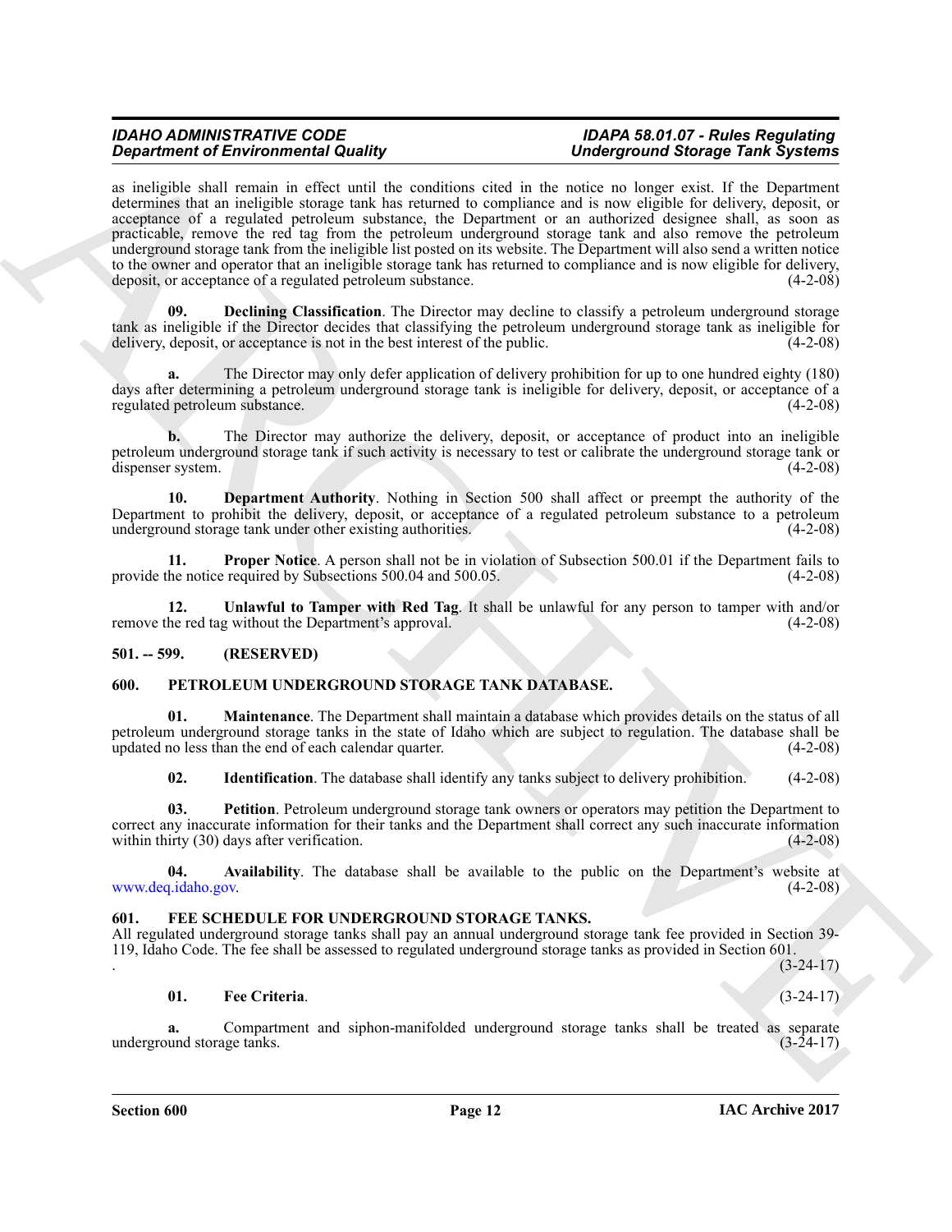as ineligible shall remain in effect until the conditions cited in the notice no longer exist. If the Department determines that an ineligible storage tank has returned to compliance and is now eligible for delivery, deposit, or acceptance of a regulated petroleum substance, the Department or an authorized designee shall, as soon as practicable, remove the red tag from the petroleum underground storage tank and also remove the petroleum underground storage tank from the ineligible list posted on its website. The Department will also send a written notice to the owner and operator that an ineligible storage tank has returned to compliance and is now eligible for delivery, deposit, or acceptance of a regulated petroleum substance. (4-2-08)

**09. Declining Classification**. The Director may decline to classify a petroleum underground storage tank as ineligible if the Director decides that classifying the petroleum underground storage tank as ineligible for delivery, deposit, or acceptance is not in the best interest of the public. (4-2-08)

**a.** The Director may only defer application of delivery prohibition for up to one hundred eighty (180) days after determining a petroleum underground storage tank is ineligible for delivery, deposit, or acceptance of a regulated petroleum substance. (4-2-08)

**b.** The Director may authorize the delivery, deposit, or acceptance of product into an ineligible petroleum underground storage tank if such activity is necessary to test or calibrate the underground storage tank or dispenser system. (4-2-08)

**10. Department Authority**. Nothing in Section 500 shall affect or preempt the authority of the Department to prohibit the delivery, deposit, or acceptance of a regulated petroleum substance to a petroleum underground storage tank under other existing authorities. (4-2-08)

**11. Proper Notice**. A person shall not be in violation of Subsection 500.01 if the Department fails to provide the notice required by Subsections 500.04 and 500.05. (4-2-08)

**12. Unlawful to Tamper with Red Tag**. It shall be unlawful for any person to tamper with and/or remove the red tag without the Department's approval. (4-2-08)

## 501. -- 599. (RESERVED)

## 600. PETROLEUM UNDERGROUND STORAGE TANK DATABASE.

**01. Maintenance**. The Department shall maintain a database which provides details on the status of all petroleum underground storage tanks in the state of Idaho which are subject to regulation. The database shall be updated no less than the end of each calendar quarter. (4-2-08)

**02. Identification**. The database shall identify any tanks subject to delivery prohibition. (4-2-08)

**03. Petition**. Petroleum underground storage tank owners or operators may petition the Department to correct any inaccurate information for their tanks and the Department shall correct any such inaccurate information within thirty (30) days after verification. (4-2-08)

**04. Availability**. The database shall be available to the public on the Department's website at www.deq.idaho.gov. (4-2-08)

## 601. FEE SCHEDULE FOR UNDERGROUND STORAGE TANKS.

All regulated underground storage tanks shall pay an annual underground storage tank fee provided in Section 39-119, Idaho Code. The fee shall be assessed to regulated underground storage tanks as provided in Section 601.
. (3-24-17)

**01. Fee Criteria**. (3-24-17)

**a.** Compartment and siphon-manifolded underground storage tanks shall be treated as separate underground storage tanks. (3-24-17)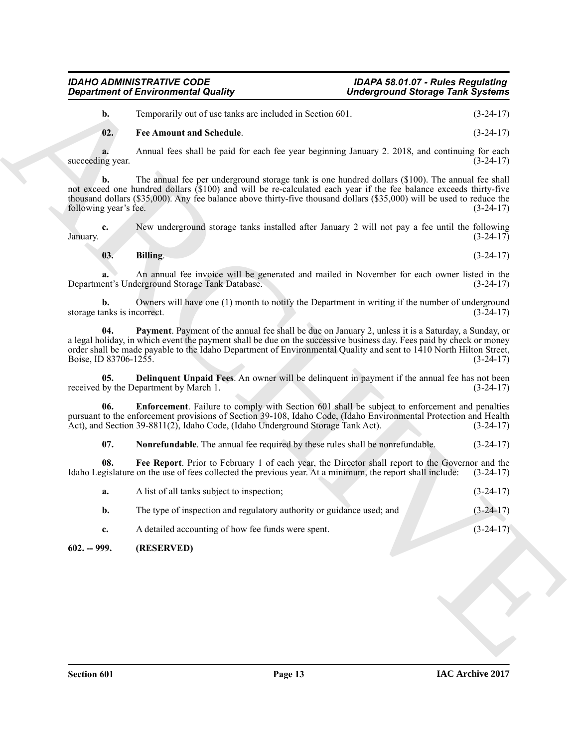**b.** Temporarily out of use tanks are included in Section 601. (3-24-17)

**02. Fee Amount and Schedule**. (3-24-17)

**a.** Annual fees shall be paid for each fee year beginning January 2. 2018, and continuing for each succeeding year. (3-24-17)

**b.** The annual fee per underground storage tank is one hundred dollars ($100). The annual fee shall not exceed one hundred dollars ($100) and will be re-calculated each year if the fee balance exceeds thirty-five thousand dollars ($35,000). Any fee balance above thirty-five thousand dollars ($35,000) will be used to reduce the following year's fee. (3-24-17)

**c.** New underground storage tanks installed after January 2 will not pay a fee until the following January. (3-24-17)

**03. Billing**. (3-24-17)

**a.** An annual fee invoice will be generated and mailed in November for each owner listed in the Department's Underground Storage Tank Database. (3-24-17)

**b.** Owners will have one (1) month to notify the Department in writing if the number of underground storage tanks is incorrect. (3-24-17)

**04. Payment**. Payment of the annual fee shall be due on January 2, unless it is a Saturday, a Sunday, or a legal holiday, in which event the payment shall be due on the successive business day. Fees paid by check or money order shall be made payable to the Idaho Department of Environmental Quality and sent to 1410 North Hilton Street, Boise, ID 83706-1255. (3-24-17)

**05. Delinquent Unpaid Fees**. An owner will be delinquent in payment if the annual fee has not been received by the Department by March 1. (3-24-17)

**06. Enforcement**. Failure to comply with Section 601 shall be subject to enforcement and penalties pursuant to the enforcement provisions of Section 39-108, Idaho Code, (Idaho Environmental Protection and Health Act), and Section 39-8811(2), Idaho Code, (Idaho Underground Storage Tank Act). (3-24-17)

**07. Nonrefundable**. The annual fee required by these rules shall be nonrefundable. (3-24-17)

**08. Fee Report**. Prior to February 1 of each year, the Director shall report to the Governor and the Idaho Legislature on the use of fees collected the previous year. At a minimum, the report shall include: (3-24-17)

**a.** A list of all tanks subject to inspection; (3-24-17)

**b.** The type of inspection and regulatory authority or guidance used; and (3-24-17)

**c.** A detailed accounting of how fee funds were spent. (3-24-17)

**602. -- 999. (RESERVED)**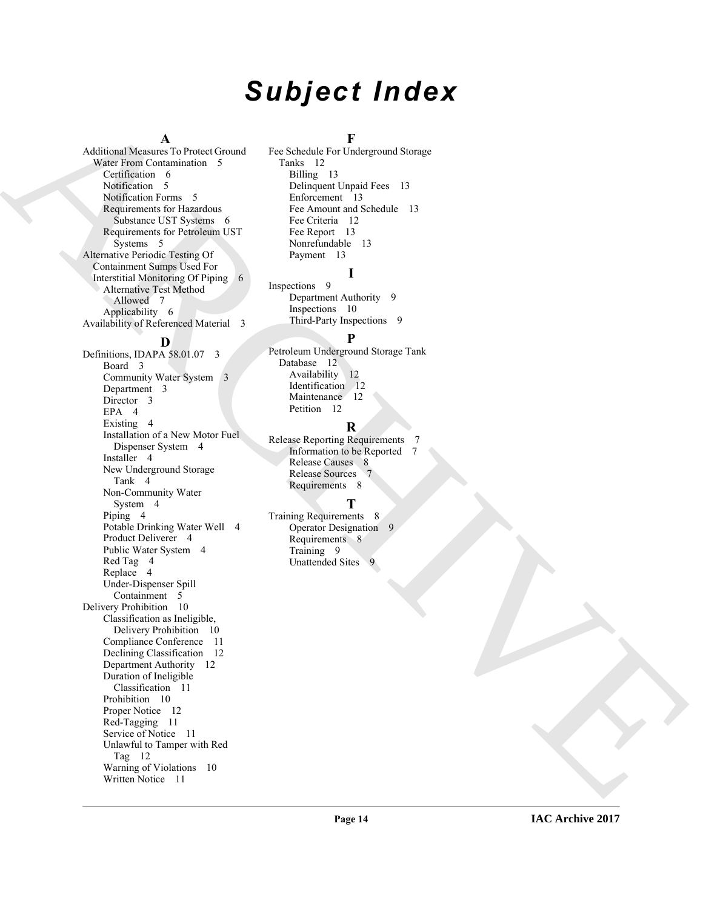# Subject Index

## A

Additional Measures To Protect Ground Water From Contamination 5
- Certification 6
- Notification 5
- Notification Forms 5
- Requirements for Hazardous Substance UST Systems 6
- Requirements for Petroleum UST Systems 5

Alternative Periodic Testing Of Containment Sumps Used For Interstitial Monitoring Of Piping 6
- Alternative Test Method Allowed 7
- Applicability 6

Availability of Referenced Material 3

## D

Definitions, IDAPA 58.01.07 3
- Board 3
- Community Water System 3
- Department 3
- Director 3
- EPA 4
- Existing 4
- Installation of a New Motor Fuel Dispenser System 4
- Installer 4
- New Underground Storage Tank 4
- Non-Community Water System 4
- Piping 4
- Potable Drinking Water Well 4
- Product Deliverer 4
- Public Water System 4
- Red Tag 4
- Replace 4
- Under-Dispenser Spill Containment 5

Delivery Prohibition 10
- Classification as Ineligible, Delivery Prohibition 10
- Compliance Conference 11
- Declining Classification 12
- Department Authority 12
- Duration of Ineligible Classification 11
- Prohibition 10
- Proper Notice 12
- Red-Tagging 11
- Service of Notice 11
- Unlawful to Tamper with Red Tag 12
- Warning of Violations 10
- Written Notice 11

## F

Fee Schedule For Underground Storage Tanks 12
- Billing 13
- Delinquent Unpaid Fees 13
- Enforcement 13
- Fee Amount and Schedule 13
- Fee Criteria 12
- Fee Report 13
- Nonrefundable 13
- Payment 13

## I

Inspections 9
- Department Authority 9
- Inspections 10
- Third-Party Inspections 9

## P

Petroleum Underground Storage Tank Database 12
- Availability 12
- Identification 12
- Maintenance 12
- Petition 12

## R

Release Reporting Requirements 7
- Information to be Reported 7
- Release Causes 8
- Release Sources 7
- Requirements 8

## T

Training Requirements 8
- Operator Designation 9
- Requirements 8
- Training 9
- Unattended Sites 9